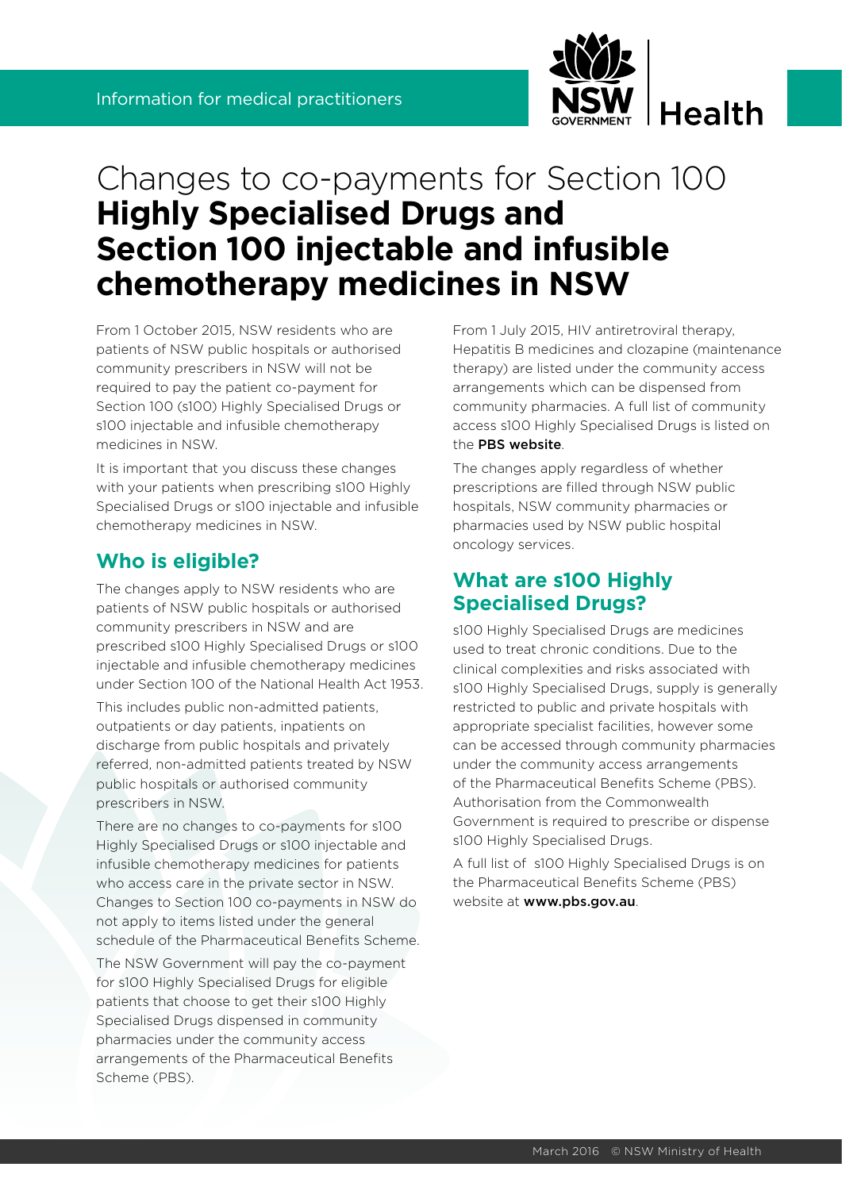Information for medical practitioners

# Changes to co-payments for Section 100 **Highly Specialised Drugs and Section 100 injectable and infusible chemotherapy medicines in NSW**

From 1 October 2015, NSW residents who are patients of NSW public hospitals or authorised community prescribers in NSW will not be required to pay the patient co-payment for Section 100 (s100) Highly Specialised Drugs or s100 injectable and infusible chemotherapy medicines in NSW.

It is important that you discuss these changes with your patients when prescribing s100 Highly Specialised Drugs or s100 injectable and infusible chemotherapy medicines in NSW.

## Who is eligible?

The changes apply to NSW residents who are patients of NSW public hospitals or authorised community prescribers in NSW and are prescribed s100 Highly Specialised Drugs or s100 injectable and infusible chemotherapy medicines under Section 100 of the National Health Act 1953.

This includes public non-admitted patients, outpatients or day patients, inpatients on discharge from public hospitals and privately referred, non-admitted patients treated by NSW public hospitals or authorised community prescribers in NSW.

There are no changes to co-payments for s100 Highly Specialised Drugs or s100 injectable and infusible chemotherapy medicines for patients who access care in the private sector in NSW. Changes to Section 100 co-payments in NSW do not apply to items listed under the general schedule of the Pharmaceutical Benefits Scheme.

The NSW Government will pay the co-payment for s100 Highly Specialised Drugs for eligible patients that choose to get their s100 Highly Specialised Drugs dispensed in community pharmacies under the community access arrangements of the Pharmaceutical Benefits Scheme (PBS).

From 1 July 2015, HIV antiretroviral therapy, Hepatitis B medicines and clozapine (maintenance therapy) are listed under the community access arrangements which can be dispensed from community pharmacies. A full list of community access s100 Highly Specialised Drugs is listed on the **PBS website**.

The changes apply regardless of whether prescriptions are filled through NSW public hospitals, NSW community pharmacies or pharmacies used by NSW public hospital oncology services.

## What are s100 Highly Specialised Drugs?

s100 Highly Specialised Drugs are medicines used to treat chronic conditions. Due to the clinical complexities and risks associated with s100 Highly Specialised Drugs, supply is generally restricted to public and private hospitals with appropriate specialist facilities, however some can be accessed through community pharmacies under the community access arrangements of the Pharmaceutical Benefits Scheme (PBS). Authorisation from the Commonwealth Government is required to prescribe or dispense s100 Highly Specialised Drugs.

A full list of s100 Highly Specialised Drugs is on the Pharmaceutical Benefits Scheme (PBS) website at **www.pbs.gov.au**.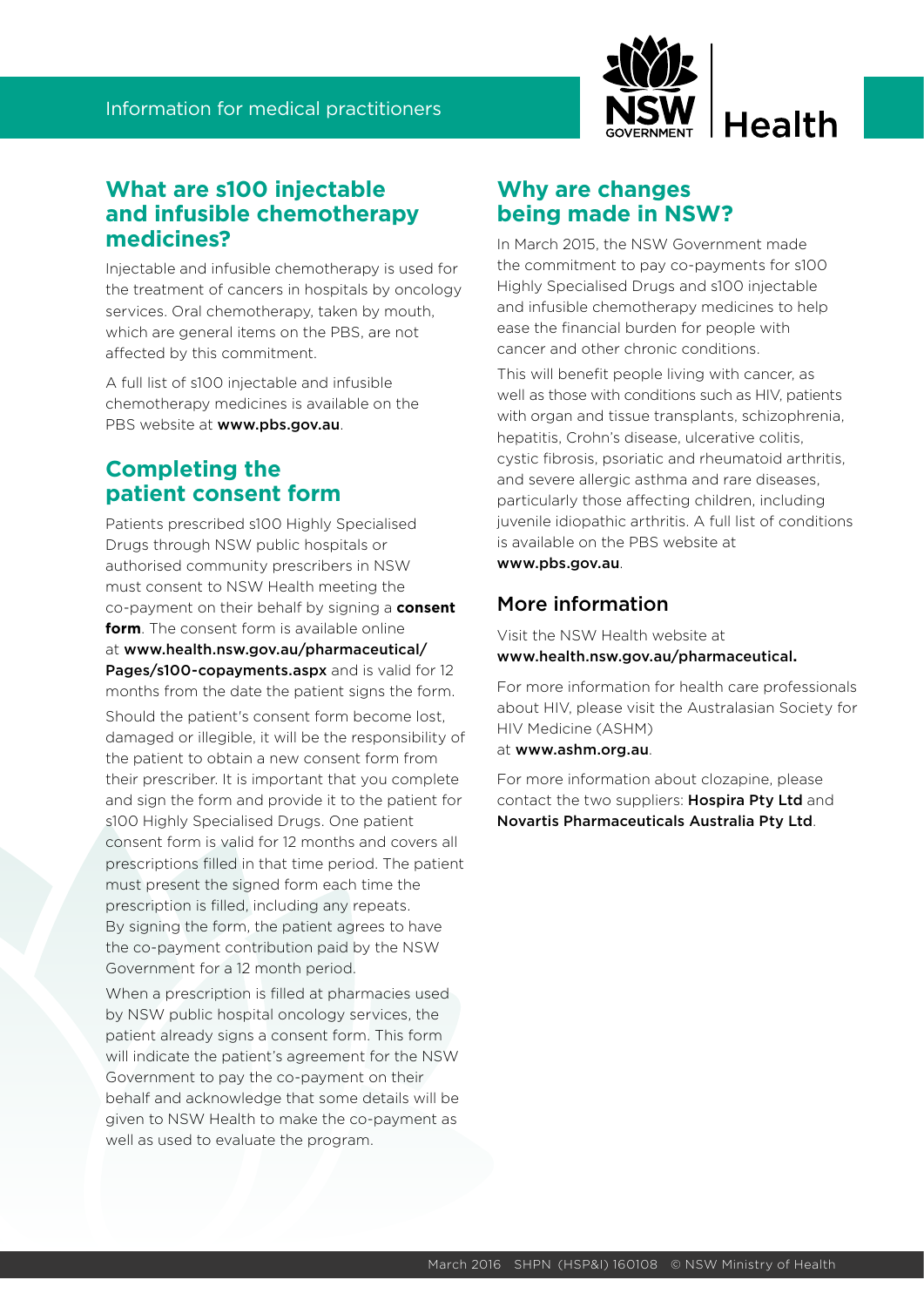Information for medical practitioners

## What are s100 injectable and infusible chemotherapy medicines?

Injectable and infusible chemotherapy is used for the treatment of cancers in hospitals by oncology services. Oral chemotherapy, taken by mouth, which are general items on the PBS, are not affected by this commitment.

A full list of s100 injectable and infusible chemotherapy medicines is available on the PBS website at **www.pbs.gov.au**.

## Completing the patient consent form

Patients prescribed s100 Highly Specialised Drugs through NSW public hospitals or authorised community prescribers in NSW must consent to NSW Health meeting the co-payment on their behalf by signing a **consent form**. The consent form is available online at **www.health.nsw.gov.au/pharmaceutical/Pages/s100-copayments.aspx** and is valid for 12 months from the date the patient signs the form.

Should the patient's consent form become lost, damaged or illegible, it will be the responsibility of the patient to obtain a new consent form from their prescriber. It is important that you complete and sign the form and provide it to the patient for s100 Highly Specialised Drugs. One patient consent form is valid for 12 months and covers all prescriptions filled in that time period. The patient must present the signed form each time the prescription is filled, including any repeats. By signing the form, the patient agrees to have the co-payment contribution paid by the NSW Government for a 12 month period.

When a prescription is filled at pharmacies used by NSW public hospital oncology services, the patient already signs a consent form. This form will indicate the patient's agreement for the NSW Government to pay the co-payment on their behalf and acknowledge that some details will be given to NSW Health to make the co-payment as well as used to evaluate the program.

## Why are changes being made in NSW?

In March 2015, the NSW Government made the commitment to pay co-payments for s100 Highly Specialised Drugs and s100 injectable and infusible chemotherapy medicines to help ease the financial burden for people with cancer and other chronic conditions.

This will benefit people living with cancer, as well as those with conditions such as HIV, patients with organ and tissue transplants, schizophrenia, hepatitis, Crohn's disease, ulcerative colitis, cystic fibrosis, psoriatic and rheumatoid arthritis, and severe allergic asthma and rare diseases, particularly those affecting children, including juvenile idiopathic arthritis. A full list of conditions is available on the PBS website at **www.pbs.gov.au**.

### More information

Visit the NSW Health website at **www.health.nsw.gov.au/pharmaceutical.**

For more information for health care professionals about HIV, please visit the Australasian Society for HIV Medicine (ASHM) at **www.ashm.org.au**.

For more information about clozapine, please contact the two suppliers: **Hospira Pty Ltd** and **Novartis Pharmaceuticals Australia Pty Ltd**.

March 2016 SHPN (HSP&I) 160108 © NSW Ministry of Health